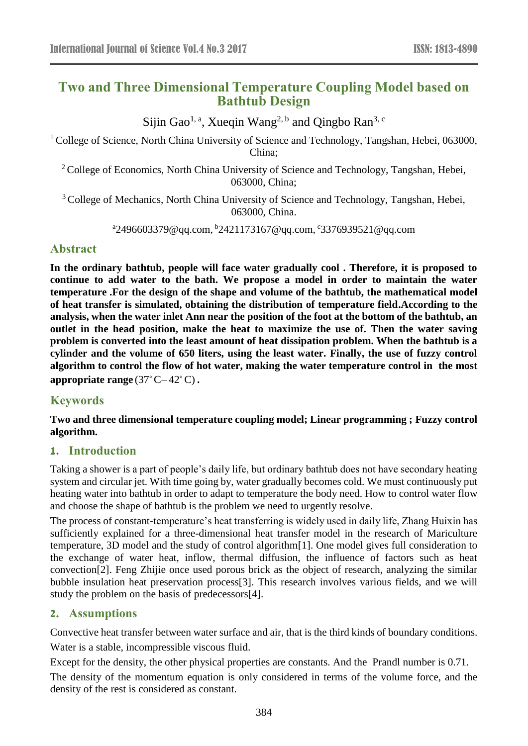# Two and Three Dimensional Temperature Coupling Model based on Bathtub Design

Sijin Gao[1, a], Xueqin Wang[2, b] and Qingbo Ran[3, c]

[1] College of Science, North China University of Science and Technology, Tangshan, Hebei, 063000, China;

[2] College of Economics, North China University of Science and Technology, Tangshan, Hebei, 063000, China;

[3] College of Mechanics, North China University of Science and Technology, Tangshan, Hebei, 063000, China.

[a]2496603379@qq.com, [b]2421173167@qq.com, [c]3376939521@qq.com

## Abstract

**In the ordinary bathtub, people will face water gradually cool . Therefore, it is proposed to continue to add water to the bath. We propose a model in order to maintain the water temperature .For the design of the shape and volume of the bathtub, the mathematical model of heat transfer is simulated, obtaining the distribution of temperature field.According to the analysis, when the water inlet Ann near the position of the foot at the bottom of the bathtub, an outlet in the head position, make the heat to maximize the use of. Then the water saving problem is converted into the least amount of heat dissipation problem. When the bathtub is a cylinder and the volume of 650 liters, using the least water. Finally, the use of fuzzy control algorithm to control the flow of hot water, making the water temperature control in the most appropriate range** $(37^{\circ}\mathrm{C}-42^{\circ}\mathrm{C})$ **.**

## Keywords

**Two and three dimensional temperature coupling model; Linear programming ; Fuzzy control algorithm.**

## 1. Introduction

Taking a shower is a part of people's daily life, but ordinary bathtub does not have secondary heating system and circular jet. With time going by, water gradually becomes cold. We must continuously put heating water into bathtub in order to adapt to temperature the body need. How to control water flow and choose the shape of bathtub is the problem we need to urgently resolve.

The process of constant-temperature's heat transferring is widely used in daily life, Zhang Huixin has sufficiently explained for a three-dimensional heat transfer model in the research of Mariculture temperature, 3D model and the study of control algorithm[1]. One model gives full consideration to the exchange of water heat, inflow, thermal diffusion, the influence of factors such as heat convection[2]. Feng Zhijie once used porous brick as the object of research, analyzing the similar bubble insulation heat preservation process[3]. This research involves various fields, and we will study the problem on the basis of predecessors[4].

## 2. Assumptions

Convective heat transfer between water surface and air, that is the third kinds of boundary conditions.

Water is a stable, incompressible viscous fluid.

Except for the density, the other physical properties are constants. And the Prandl number is 0.71.

The density of the momentum equation is only considered in terms of the volume force, and the density of the rest is considered as constant.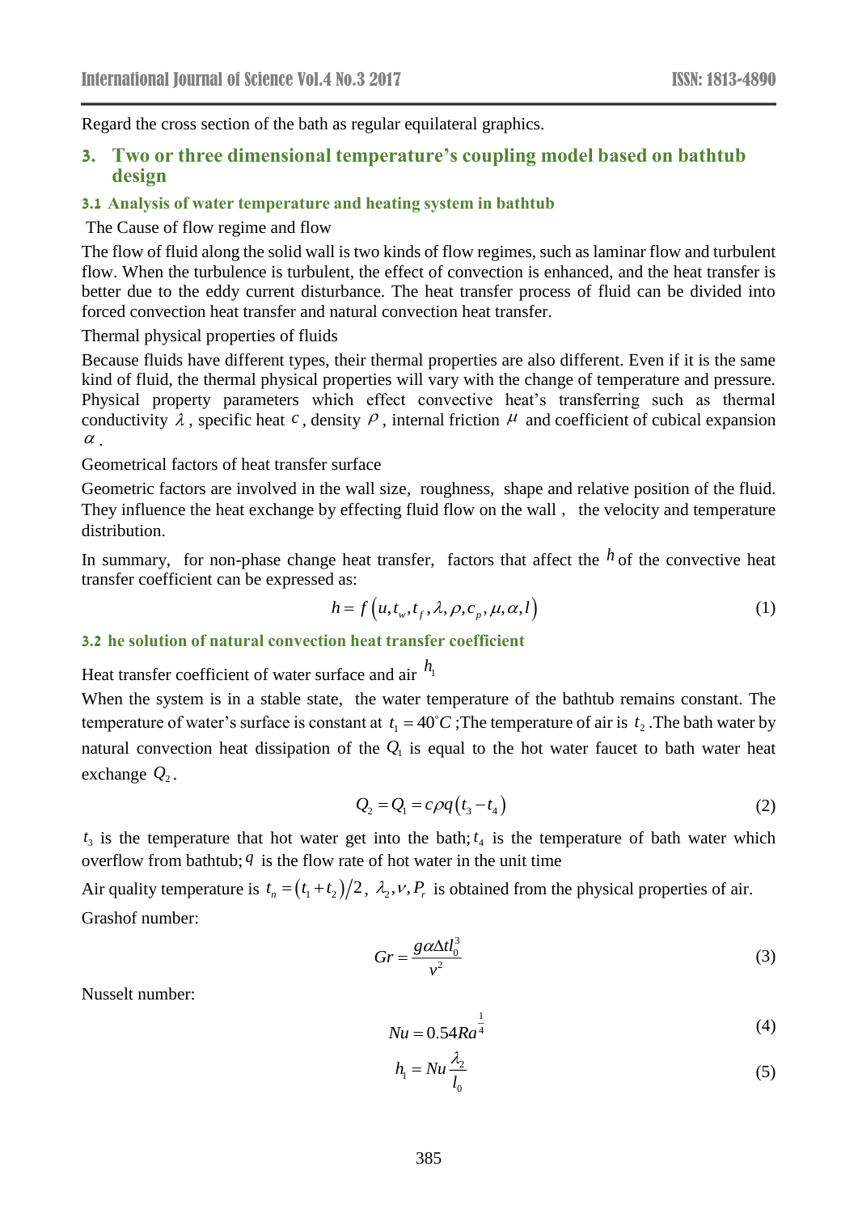Regard the cross section of the bath as regular equilateral graphics.

## 3. Two or three dimensional temperature's coupling model based on bathtub design

### 3.1 Analysis of water temperature and heating system in bathtub

The Cause of flow regime and flow

The flow of fluid along the solid wall is two kinds of flow regimes, such as laminar flow and turbulent flow. When the turbulence is turbulent, the effect of convection is enhanced, and the heat transfer is better due to the eddy current disturbance. The heat transfer process of fluid can be divided into forced convection heat transfer and natural convection heat transfer.

Thermal physical properties of fluids

Because fluids have different types, their thermal properties are also different. Even if it is the same kind of fluid, the thermal physical properties will vary with the change of temperature and pressure. Physical property parameters which effect convective heat's transferring such as thermal conductivity $\lambda$, specific heat $c$, density $\rho$, internal friction $\mu$ and coefficient of cubical expansion $\alpha$.

Geometrical factors of heat transfer surface

Geometric factors are involved in the wall size, roughness, shape and relative position of the fluid. They influence the heat exchange by effecting fluid flow on the wall, the velocity and temperature distribution.

In summary, for non-phase change heat transfer, factors that affect the $h$ of the convective heat transfer coefficient can be expressed as:

$$h = f\left(u, t_w, t_f, \lambda, \rho, c_p, \mu, \alpha, l\right) \tag{1}$$

### 3.2 he solution of natural convection heat transfer coefficient

Heat transfer coefficient of water surface and air $h_1$

When the system is in a stable state, the water temperature of the bathtub remains constant. The temperature of water's surface is constant at $t_1 = 40^{\circ}C$; The temperature of air is $t_2$. The bath water by natural convection heat dissipation of the $Q_1$ is equal to the hot water faucet to bath water heat exchange $Q_2$.

$$Q_2 = Q_1 = c\rho q\left(t_3 - t_4\right) \tag{2}$$

$t_3$ is the temperature that hot water get into the bath; $t_4$ is the temperature of bath water which overflow from bathtub; $q$ is the flow rate of hot water in the unit time

Air quality temperature is $t_n = \left(t_1 + t_2\right)/2$, $\lambda_2, \nu, P_r$ is obtained from the physical properties of air.

Grashof number:

$$Gr = \frac{g\alpha\Delta t l_0^3}{\nu^2} \tag{3}$$

Nusselt number:

$$Nu = 0.54Ra^{\frac{1}{4}} \tag{4}$$

$$h_1 = Nu\frac{\lambda_2}{l_0} \tag{5}$$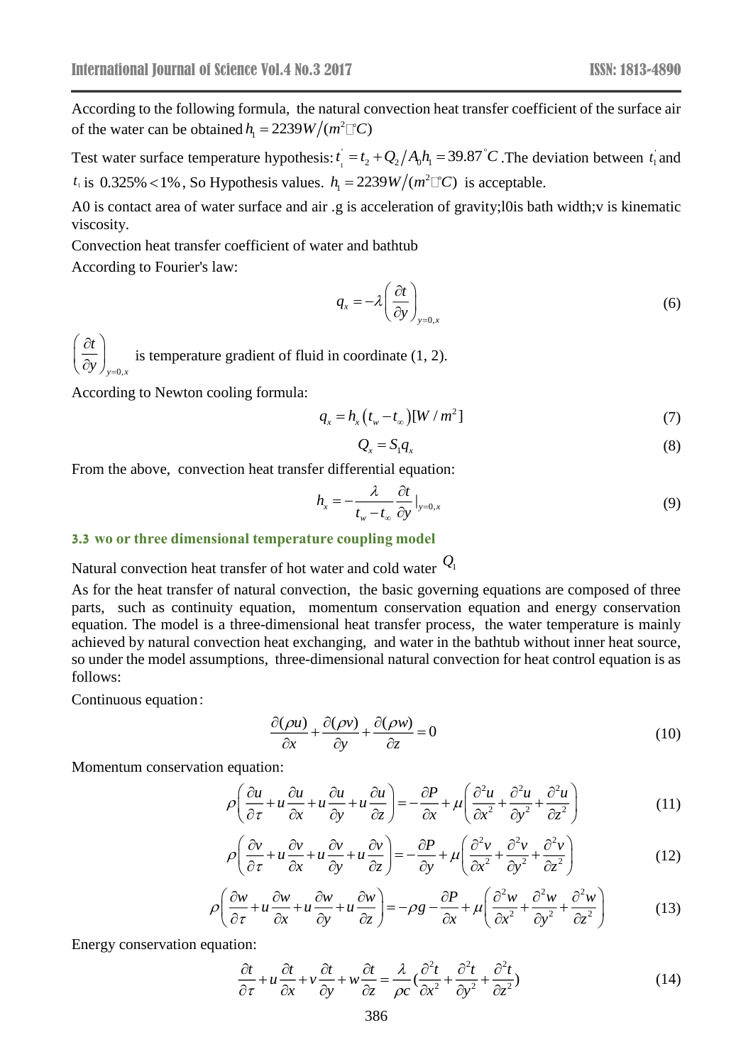According to the following formula, the natural convection heat transfer coefficient of the surface air of the water can be obtained $h_1 = 2239W/(m^2 ℃)$

Test water surface temperature hypothesis: $t_1^{'} = t_2 + Q_2/A_0 h_1 = 39.87^{\circ}C$ .The deviation between $t_1^{'}$ and $t_1$ is $0.325\% < 1\%$ , So Hypothesis values. $h_1 = 2239W/(m^2 ℃)$ is acceptable.

A0 is contact area of water surface and air .g is acceleration of gravity;l0is bath width;v is kinematic viscosity.

Convection heat transfer coefficient of water and bathtub

According to Fourier's law:

$$q_x = -\lambda \left( \frac{\partial t}{\partial y} \right)_{y=0,x} \tag{6}$$

$\left( \frac{\partial t}{\partial y} \right)_{y=0,x}$ is temperature gradient of fluid in coordinate (1, 2).

According to Newton cooling formula:

$$q_x = h_x \left( t_w - t_\infty \right) [W/m^2] \tag{7}$$

$$Q_x = S_1 q_x \tag{8}$$

From the above, convection heat transfer differential equation:

$$h_x = -\frac{\lambda}{t_w - t_\infty} \frac{\partial t}{\partial y} |_{y=0,x} \tag{9}$$

### 3.3 wo or three dimensional temperature coupling model

Natural convection heat transfer of hot water and cold water $Q_1$

As for the heat transfer of natural convection, the basic governing equations are composed of three parts, such as continuity equation, momentum conservation equation and energy conservation equation. The model is a three-dimensional heat transfer process, the water temperature is mainly achieved by natural convection heat exchanging, and water in the bathtub without inner heat source, so under the model assumptions, three-dimensional natural convection for heat control equation is as follows:

Continuous equation:

$$\frac{\partial(\rho u)}{\partial x} + \frac{\partial(\rho v)}{\partial y} + \frac{\partial(\rho w)}{\partial z} = 0 \tag{10}$$

Momentum conservation equation:

$$\rho \left( \frac{\partial u}{\partial \tau} + u \frac{\partial u}{\partial x} + u \frac{\partial u}{\partial y} + u \frac{\partial u}{\partial z} \right) = -\frac{\partial P}{\partial x} + \mu \left( \frac{\partial^2 u}{\partial x^2} + \frac{\partial^2 u}{\partial y^2} + \frac{\partial^2 u}{\partial z^2} \right) \tag{11}$$

$$\rho \left( \frac{\partial v}{\partial \tau} + u \frac{\partial v}{\partial x} + u \frac{\partial v}{\partial y} + u \frac{\partial v}{\partial z} \right) = -\frac{\partial P}{\partial y} + \mu \left( \frac{\partial^2 v}{\partial x^2} + \frac{\partial^2 v}{\partial y^2} + \frac{\partial^2 v}{\partial z^2} \right) \tag{12}$$

$$\rho \left( \frac{\partial w}{\partial \tau} + u \frac{\partial w}{\partial x} + u \frac{\partial w}{\partial y} + u \frac{\partial w}{\partial z} \right) = -\rho g - \frac{\partial P}{\partial x} + \mu \left( \frac{\partial^2 w}{\partial x^2} + \frac{\partial^2 w}{\partial y^2} + \frac{\partial^2 w}{\partial z^2} \right) \tag{13}$$

Energy conservation equation:

$$\frac{\partial t}{\partial \tau} + u \frac{\partial t}{\partial x} + v \frac{\partial t}{\partial y} + w \frac{\partial t}{\partial z} = \frac{\lambda}{\rho c} \left( \frac{\partial^2 t}{\partial x^2} + \frac{\partial^2 t}{\partial y^2} + \frac{\partial^2 t}{\partial z^2} \right) \tag{14}$$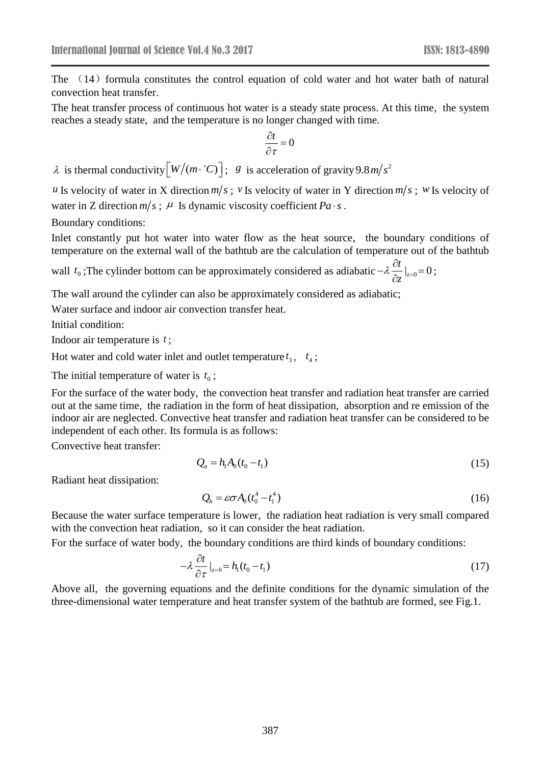The （14）formula constitutes the control equation of cold water and hot water bath of natural convection heat transfer.

The heat transfer process of continuous hot water is a steady state process. At this time, the system reaches a steady state, and the temperature is no longer changed with time.

$$\frac{\partial t}{\partial \tau} = 0$$

$\lambda$ is thermal conductivity $\left[W/(m\cdot{}^{\circ}C)\right]$; $g$ is acceleration of gravity $9.8\,m/s^2$

$u$ Is velocity of water in X direction $m/s$; $v$ Is velocity of water in Y direction $m/s$; $w$ Is velocity of water in Z direction $m/s$; $\mu$ Is dynamic viscosity coefficient $Pa\cdot s$.

Boundary conditions:

Inlet constantly put hot water into water flow as the heat source, the boundary conditions of temperature on the external wall of the bathtub are the calculation of temperature out of the bathtub wall $t_0$;The cylinder bottom can be approximately considered as adiabatic $-\lambda\frac{\partial t}{\partial z}|_{z=0}=0$;

The wall around the cylinder can also be approximately considered as adiabatic;

Water surface and indoor air convection transfer heat.

Initial condition:

Indoor air temperature is $t$;

Hot water and cold water inlet and outlet temperature $t_3$, $t_4$;

The initial temperature of water is $t_0$;

For the surface of the water body, the convection heat transfer and radiation heat transfer are carried out at the same time, the radiation in the form of heat dissipation, absorption and re emission of the indoor air are neglected. Convective heat transfer and radiation heat transfer can be considered to be independent of each other. Its formula is as follows:

Convective heat transfer:

$$Q_a = h_1 A_0 (t_0 - t_1) \tag{15}$$

Radiant heat dissipation:

$$Q_b = \varepsilon\sigma A_0 (t_0^4 - t_1^4) \tag{16}$$

Because the water surface temperature is lower, the radiation heat radiation is very small compared with the convection heat radiation, so it can consider the heat radiation.

For the surface of water body, the boundary conditions are third kinds of boundary conditions:

$$-\lambda\frac{\partial t}{\partial \tau}|_{z=h} = h_1(t_0 - t_1) \tag{17}$$

Above all, the governing equations and the definite conditions for the dynamic simulation of the three-dimensional water temperature and heat transfer system of the bathtub are formed, see Fig.1.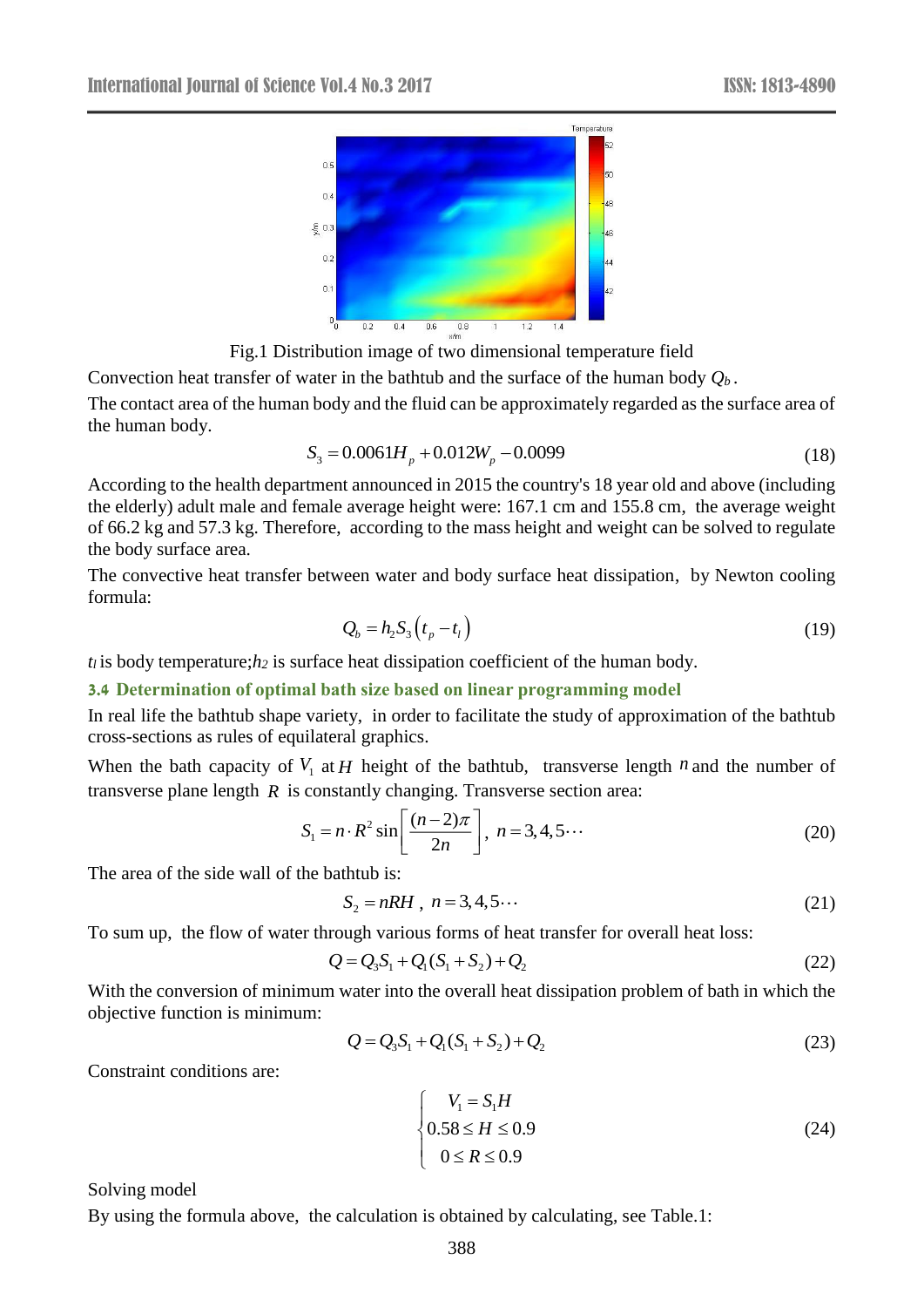Fig.1 Distribution image of two dimensional temperature field

Convection heat transfer of water in the bathtub and the surface of the human body $Q_b$.

The contact area of the human body and the fluid can be approximately regarded as the surface area of the human body.

$$S_3 = 0.0061H_p + 0.012W_p - 0.0099 \tag{18}$$

According to the health department announced in 2015 the country's 18 year old and above (including the elderly) adult male and female average height were: 167.1 cm and 155.8 cm, the average weight of 66.2 kg and 57.3 kg. Therefore, according to the mass height and weight can be solved to regulate the body surface area.

The convective heat transfer between water and body surface heat dissipation, by Newton cooling formula:

$$Q_b = h_2 S_3 \left(t_p - t_l\right) \tag{19}$$

$t_l$ is body temperature; $h_2$ is surface heat dissipation coefficient of the human body.

### 3.4 Determination of optimal bath size based on linear programming model

In real life the bathtub shape variety, in order to facilitate the study of approximation of the bathtub cross-sections as rules of equilateral graphics.

When the bath capacity of $V_1$ at $H$ height of the bathtub, transverse length $n$ and the number of transverse plane length $R$ is constantly changing. Transverse section area:

$$S_1 = n \cdot R^2 \sin\left[\frac{(n-2)\pi}{2n}\right],\ n = 3,4,5\cdots \tag{20}$$

The area of the side wall of the bathtub is:

$$S_2 = nRH\ ,\ n = 3,4,5\cdots \tag{21}$$

To sum up, the flow of water through various forms of heat transfer for overall heat loss:

$$Q = Q_3 S_1 + Q_1(S_1 + S_2) + Q_2 \tag{22}$$

With the conversion of minimum water into the overall heat dissipation problem of bath in which the objective function is minimum:

$$Q = Q_3 S_1 + Q_1(S_1 + S_2) + Q_2 \tag{23}$$

Constraint conditions are:

$$\begin{cases} V_1 = S_1 H \\ 0.58 \le H \le 0.9 \\ 0 \le R \le 0.9 \end{cases} \tag{24}$$

Solving model

By using the formula above, the calculation is obtained by calculating, see Table.1: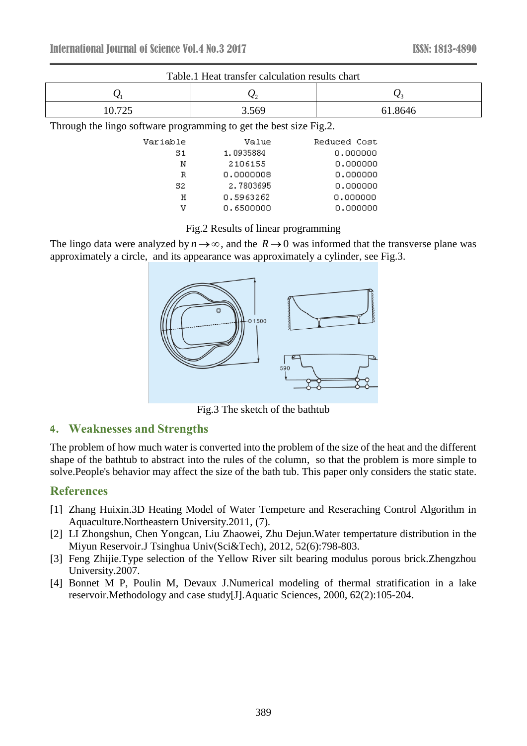Table.1 Heat transfer calculation results chart

| $Q_1$ | $Q_2$ | $Q_3$ |
|---|---|---|
| 10.725 | 3.569 | 61.8646 |

Through the lingo software programming to get the best size Fig.2.

```
Variable        Value          Reduced Cost
      S1     1.0935884           0.000000
       N     2106155             0.000000
       R     0.0000008           0.000000
      S2     2.7803695           0.000000
       H     0.5963262           0.000000
       V     0.6500000           0.000000
```

Fig.2 Results of linear programming

The lingo data were analyzed by $n \to \infty$, and the $R \to 0$ was informed that the transverse plane was approximately a circle, and its appearance was approximately a cylinder, see Fig.3.

Φ1500

590

Fig.3 The sketch of the bathtub

## 4. Weaknesses and Strengths

The problem of how much water is converted into the problem of the size of the heat and the different shape of the bathtub to abstract into the rules of the column, so that the problem is more simple to solve.People's behavior may affect the size of the bath tub. This paper only considers the static state.

## References

[1] Zhang Huixin.3D Heating Model of Water Tempeture and Reseraching Control Algorithm in Aquaculture.Northeastern University.2011, (7).

[2] LI Zhongshun, Chen Yongcan, Liu Zhaowei, Zhu Dejun.Water tempertature distribution in the Miyun Reservoir.J Tsinghua Univ(Sci&Tech), 2012, 52(6):798-803.

[3] Feng Zhijie.Type selection of the Yellow River silt bearing modulus porous brick.Zhengzhou University.2007.

[4] Bonnet M P, Poulin M, Devaux J.Numerical modeling of thermal stratification in a lake reservoir.Methodology and case study[J].Aquatic Sciences, 2000, 62(2):105-204.